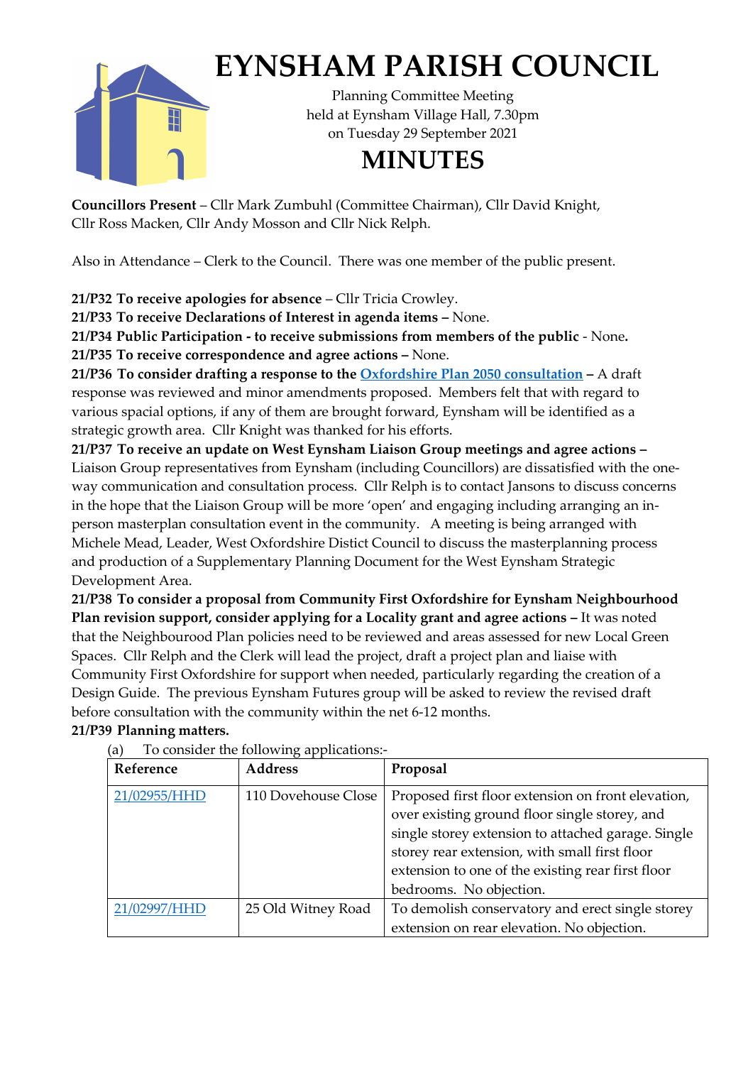# EYNSHAM PARISH COUNCIL

Planning Committee Meeting
held at Eynsham Village Hall, 7.30pm
on Tuesday 29 September 2021

# MINUTES

**Councillors Present** – Cllr Mark Zumbuhl (Committee Chairman), Cllr David Knight, Cllr Ross Macken, Cllr Andy Mosson and Cllr Nick Relph.

Also in Attendance – Clerk to the Council. There was one member of the public present.

**21/P32 To receive apologies for absence** – Cllr Tricia Crowley.

**21/P33 To receive Declarations of Interest in agenda items –** None.

**21/P34 Public Participation - to receive submissions from members of the public** - None**.**

**21/P35 To receive correspondence and agree actions –** None.

**21/P36 To consider drafting a response to the [Oxfordshire Plan 2050 consultation](#) –** A draft response was reviewed and minor amendments proposed. Members felt that with regard to various spacial options, if any of them are brought forward, Eynsham will be identified as a strategic growth area. Cllr Knight was thanked for his efforts.

**21/P37 To receive an update on West Eynsham Liaison Group meetings and agree actions –** Liaison Group representatives from Eynsham (including Councillors) are dissatisfied with the one-way communication and consultation process. Cllr Relph is to contact Jansons to discuss concerns in the hope that the Liaison Group will be more 'open' and engaging including arranging an in-person masterplan consultation event in the community. A meeting is being arranged with Michele Mead, Leader, West Oxfordshire Distict Council to discuss the masterplanning process and production of a Supplementary Planning Document for the West Eynsham Strategic Development Area.

**21/P38 To consider a proposal from Community First Oxfordshire for Eynsham Neighbourhood Plan revision support, consider applying for a Locality grant and agree actions –** It was noted that the Neighbourood Plan policies need to be reviewed and areas assessed for new Local Green Spaces. Cllr Relph and the Clerk will lead the project, draft a project plan and liaise with Community First Oxfordshire for support when needed, particularly regarding the creation of a Design Guide. The previous Eynsham Futures group will be asked to review the revised draft before consultation with the community within the net 6-12 months.

**21/P39 Planning matters.**

(a) To consider the following applications:-

| Reference | Address | Proposal |
|---|---|---|
| [21/02955/HHD](#) | 110 Dovehouse Close | Proposed first floor extension on front elevation, over existing ground floor single storey, and single storey extension to attached garage. Single storey rear extension, with small first floor extension to one of the existing rear first floor bedrooms. No objection. |
| [21/02997/HHD](#) | 25 Old Witney Road | To demolish conservatory and erect single storey extension on rear elevation. No objection. |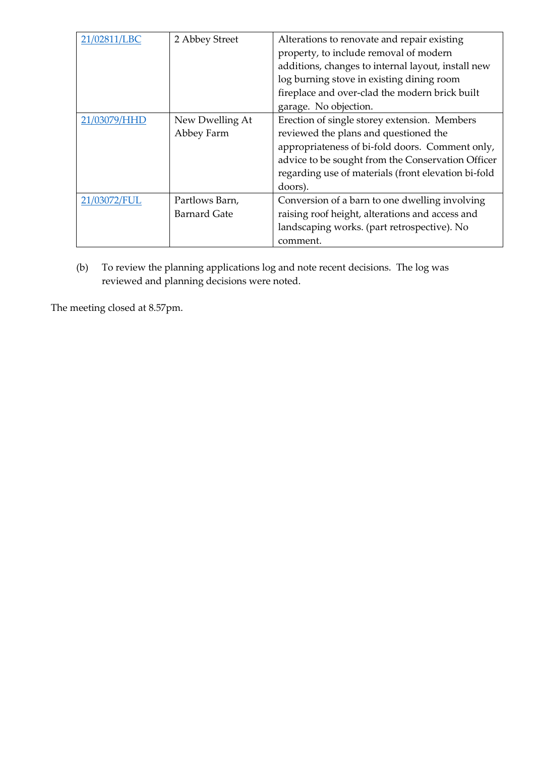| | | |
|---|---|---|
| 21/02811/LBC | 2 Abbey Street | Alterations to renovate and repair existing property, to include removal of modern additions, changes to internal layout, install new log burning stove in existing dining room fireplace and over-clad the modern brick built garage. No objection. |
| 21/03079/HHD | New Dwelling At Abbey Farm | Erection of single storey extension. Members reviewed the plans and questioned the appropriateness of bi-fold doors. Comment only, advice to be sought from the Conservation Officer regarding use of materials (front elevation bi-fold doors). |
| 21/03072/FUL | Partlows Barn, Barnard Gate | Conversion of a barn to one dwelling involving raising roof height, alterations and access and landscaping works. (part retrospective). No comment. |

(b) To review the planning applications log and note recent decisions. The log was reviewed and planning decisions were noted.

The meeting closed at 8.57pm.